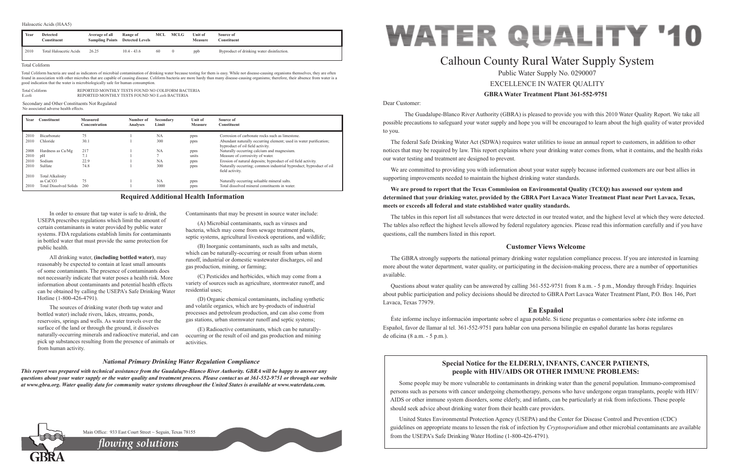# WATER QUALITY '10

## Calhoun County Rural Water Supply System

Public Water Supply No. 0290007

EXCELLENCE IN WATER QUALITY

**GBRA Water Treatment Plant 361-552-9751**

Dear Customer:

The Guadalupe-Blanco River Authority (GBRA) is pleased to provide you with this 2010 Water Quality Report. We take all possible precautions to safeguard your water supply and hope you will be encouraged to learn about the high quality of water provided to you.

The federal Safe Drinking Water Act (SDWA) requires water utilities to issue an annual report to customers, in addition to other notices that may be required by law. This report explains where your drinking water comes from, what it contains, and the health risks our water testing and treatment are designed to prevent.

We are committed to providing you with information about your water supply because informed customers are our best allies in supporting improvements needed to maintain the highest drinking water standards.

**We are proud to report that the Texas Commission on Environmental Quality (TCEQ) has assessed our system and determined that your drinking water, provided by the GBRA Port Lavaca Water Treatment Plant near Port Lavaca, Texas, meets or exceeds all federal and state established water quality standards.**

The tables in this report list all substances that were detected in our treated water, and the highest level at which they were detected. The tables also reflect the highest levels allowed by federal regulatory agencies. Please read this information carefully and if you have questions, call the numbers listed in this report.

### Customer Views Welcome

The GBRA strongly supports the national primary drinking water regulation compliance process. If you are interested in learning more about the water department, water quality, or participating in the decision-making process, there are a number of opportunities available.

Questions about water quality can be answered by calling 361-552-9751 from 8 a.m. - 5 p.m., Monday through Friday. Inquiries about public participation and policy decisions should be directed to GBRA Port Lavaca Water Treatment Plant, P.O. Box 146, Port Lavaca, Texas 77979.

### En Español

Éste informe incluye información importante sobre el agua potable. Si tiene preguntas o comentarios sobre éste informe en Español, favor de llamar al tel. 361-552-9751 para hablar con una persona bilingüe en español durante las horas regulares de oficina (8 a.m. - 5 p.m.).

### Special Notice for the ELDERLY, INFANTS, CANCER PATIENTS, people with HIV/AIDS OR OTHER IMMUNE PROBLEMS:

Some people may be more vulnerable to contaminants in drinking water than the general population. Immuno-compromised persons such as persons with cancer undergoing chemotherapy, persons who have undergone organ transplants, people with HIV/AIDS or other immune system disorders, some elderly, and infants, can be particularly at risk from infections. These people should seek advice about drinking water from their health care providers.

United States Environmental Protection Agency (USEPA) and the Center for Disease Control and Prevention (CDC) guidelines on appropriate means to lessen the risk of infection by *Cryptosporidium* and other microbial contaminants are available from the USEPA's Safe Drinking Water Hotline (1-800-426-4791).

Haloacetic Acids (HAA5)

| Year | Detected Constituent | Average of all Sampling Points | Range of Detected Levels | MCL | MCLG | Unit of Measure | Source of Constituent |
|---|---|---|---|---|---|---|---|
| 2010 | Total Haloacetic Acids | 26.25 | 10.4 - 43.6 | 60 | 0 | ppb | Byproduct of drinking water disinfection. |

Total Coliform

Total Coliform bacteria are used as indicators of microbial contamination of drinking water because testing for them is easy. While not disease-causing organisms themselves, they are often found in association with other microbes that are capable of causing disease. Coliform bacteria are more hardy than many disease-causing organisms; therefore, their absence from water is a good indication that the water is microbiologically safe for human consumption.

Total Coliform REPORTED MONTHLY TESTS FOUND NO COLIFORM BACTERIA
E.coli REPORTED MONTHLY TESTS FOUND NO E.coli BACTERIA

Secondary and Other Constituents Not Regulated
No associated adverse health effects.

| Year | Constituent | Measured Concentration | Number of Analyses | Secondary Limit | Unit of Measure | Source of Constituent |
|---|---|---|---|---|---|---|
| 2010 | Bicarbonate | 75 | 1 | NA | ppm | Corrosion of carbonate rocks such as limestone. |
| 2010 | Chloride | 30.1 | 1 | 300 | ppm | Abundant naturally occurring element; used in water purification; byproduct of oil field activity. |
| 2008 | Hardness as Ca/Mg | 217 | 1 | NA | ppm | Naturally occurring calcium and magnesium. |
| 2010 | pH | 7.1 | 1 | 7 | units | Measure of corrosivity of water. |
| 2010 | Sodium | 22.9 | 1 | NA | ppm | Erosion of natural deposits; byproduct of oil field activity. |
| 2010 | Sulfate | 74.8 | 1 | 300 | ppm | Naturally occurring; common industrial byproduct; byproduct of oil field activity. |
| 2010 | Total Alkalinity as CaCO3 | 75 | 1 | NA | ppm | Naturally occurring soluable mineral salts. |
| 2010 | Total Dissolved Solids | 260 | 1 | 1000 | ppm | Total dissolved mineral constituents in water. |

### Required Additional Health Information

In order to ensure that tap water is safe to drink, the USEPA prescribes regulations which limit the amount of certain contaminants in water provided by public water systems. FDA regulations establish limits for contaminants in bottled water that must provide the same protection for public health.

All drinking water, **(including bottled water)**, may reasonably be expected to contain at least small amounts of some contaminants. The presence of contaminants does not necessarily indicate that water poses a health risk. More information about contaminants and potential health effects can be obtained by calling the USEPA's Safe Drinking Water Hotline (1-800-426-4791).

The sources of drinking water (both tap water and bottled water) include rivers, lakes, streams, ponds, reservoirs, springs and wells. As water travels over the surface of the land or through the ground, it dissolves naturally-occurring minerals and radioactive material, and can pick up substances resulting from the presence of animals or from human activity.

Contaminants that may be present in source water include:

(A) Microbial contaminants, such as viruses and bacteria, which may come from sewage treatment plants, septic systems, agricultural livestock operations, and wildlife;

(B) Inorganic contaminants, such as salts and metals, which can be naturally-occurring or result from urban storm runoff, industrial or domestic wastewater discharges, oil and gas production, mining, or farming;

(C) Pesticides and herbicides, which may come from a variety of sources such as agriculture, stormwater runoff, and residential uses;

(D) Organic chemical contaminants, including synthetic and volatile organics, which are by-products of industrial processes and petroleum production, and can also come from gas stations, urban stormwater runoff and septic systems;

(E) Radioactive contaminants, which can be naturally-occurring or the result of oil and gas production and mining activities.

#### *National Primary Drinking Water Regulation Compliance*

***This report was prepared with technical assistance from the Guadalupe-Blanco River Authority. GBRA will be happy to answer any questions about your water supply or the water quality and treatment process. Please contact us at 361-552-9751 or through our website at www.gbra.org. Water quality data for community water systems throughout the United States is available at www.waterdata.com.***

Main Office: 933 East Court Street ~ Seguin, Texas 78155

*flowing solutions*

GBRA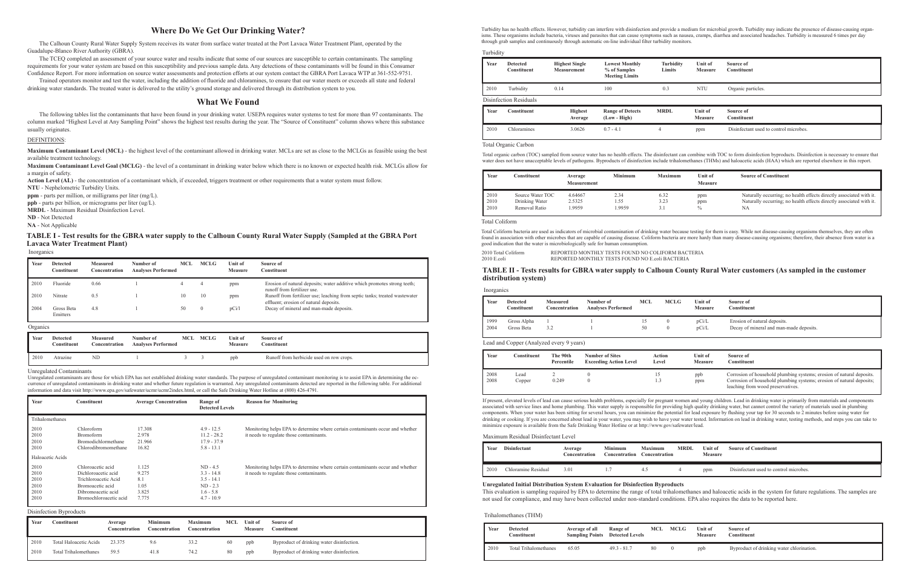## Where Do We Get Our Drinking Water?

The Calhoun County Rural Water Supply System receives its water from surface water treated at the Port Lavaca Water Treatment Plant, operated by the Guadalupe-Blanco River Authority (GBRA).

The TCEQ completed an assessment of your source water and results indicate that some of our sources are susceptible to certain contaminants. The sampling requirements for your water system are based on this susceptibility and previous sample data. Any detections of these contaminants will be found in this Consumer Confidence Report. For more information on source water assessments and protection efforts at our system contact the GBRA Port Lavaca WTP at 361-552-9751.

Trained operators monitor and test the water, including the addition of fluoride and chloramines, to ensure that our water meets or exceeds all state and federal drinking water standards. The treated water is delivered to the utility's ground storage and delivered through its distribution system to you.

## What We Found

The following tables list the contaminants that have been found in your drinking water. USEPA requires water systems to test for more than 97 contaminants. The column marked "Highest Level at Any Sampling Point" shows the highest test results during the year. The "Source of Constituent" column shows where this substance usually originates.

DEFINITIONS:

**Maximum Contaminant Level (MCL)** - the highest level of the contaminant allowed in drinking water. MCLs are set as close to the MCLGs as feasible using the best available treatment technology.

**Maximum Contaminant Level Goal (MCLG)** - the level of a contaminant in drinking water below which there is no known or expected health risk. MCLGs allow for a margin of safety.

**Action Level (AL)** - the concentration of a contaminant which, if exceeded, triggers treatment or other requirements that a water system must follow.

**NTU** - Nephelometric Turbidity Units.

**ppm** - parts per million, or milligrams per liter (mg/L).

**ppb** - parts per billion, or micrograms per liter (ug/L).

**MRDL** - Maximum Residual Disinfection Level.

**ND** - Not Detected

**NA** - Not Applicable

### TABLE I - Test results for the GBRA water supply to the Calhoun County Rural Water Supply (Sampled at the GBRA Port Lavaca Water Treatment Plant)

Inorganics

| Year | Detected Constituent | Measured Concentration | Number of Analyses Performed | MCL | MCLG | Unit of Measure | Source of Constituent |
|---|---|---|---|---|---|---|---|
| 2010 | Fluoride | 0.66 | 1 | 4 | 4 | ppm | Erosion of natural deposits; water additive which promotes strong teeth; runoff from fertilizer use. |
| 2010 | Nitrate | 0.5 | 1 | 10 | 10 | ppm | Runoff from fertilizer use; leaching from septic tanks; treated wastewater effluent; erosion of natural deposits. |
| 2004 | Gross Beta Emitters | 4.8 | 1 | 50 | 0 | pCi/l | Decay of mineral and man-made deposits. |

Organics

| Year | Detected Constituent | Measured Concentration | Number of Analyses Performed | MCL | MCLG | Unit of Measure | Source of Constituent |
|---|---|---|---|---|---|---|---|
| 2010 | Atrazine | ND | 1 | 3 | 3 | ppb | Runoff from herbicide used on row crops. |

Unregulated Contaminants

Unregulated contaminants are those for which EPA has not established drinking water standards. The purpose of unregulated contaminant monitoring is to assist EPA in determining the occurrence of unregulated contaminants in drinking water and whether future regulation is warranted. Any unregulated contaminants detected are reported in the following table. For additional information and data visit http://www.epa.gov/safewater/ucmr/ucmr2index.html, or call the Safe Drinking Water Hotline at (800) 426-4791.

| Year | Constituent | Average Concentration | Range of Detected Levels | Reason for Monitoring |
|---|---|---|---|---|
| Trihalomethanes | | | | |
| 2010 | Chloroform | 17.308 | 4.9 - 12.5 | Monitoring helps EPA to determine where certain contaminants occur and whether it needs to regulate those contaminants. |
| 2010 | Bromoform | 2.978 | 11.2 - 28.2 | |
| 2010 | Bromodichlormethane | 21.966 | 17.9 - 37.9 | |
| 2010 | Chlorodibromomethane | 16.82 | 5.8 - 13.1 | |
| Haloacetic Acids | | | | |
| 2010 | Chloroacetic acid | 1.125 | ND - 4.5 | Monitoring helps EPA to determine where certain contaminants occur and whether it needs to regulate those contaminants. |
| 2010 | Dichloroacetic acid | 9.275 | 3.3 - 14.8 | |
| 2010 | Trichloroacetic Acid | 8.1 | 3.5 - 14.1 | |
| 2010 | Bromoacetic acid | 1.05 | ND - 2.3 | |
| 2010 | Dibromoacetic acid | 3.825 | 1.6 - 5.8 | |
| 2010 | Bromochloroacetic acid | 7.775 | 4.7 - 10.9 | |

Disinfection Byproducts

| Year | Constituent | Average Concentration | Minimum Concentration | Maximum Concentration | MCL | Unit of Measure | Source of Constituent |
|---|---|---|---|---|---|---|---|
| 2010 | Total Haloacetic Acids | 23.375 | 9.6 | 33.2 | 60 | ppb | Byproduct of drinking water disinfection. |
| 2010 | Total Trihalomethanes | 59.5 | 41.8 | 74.2 | 80 | ppb | Byproduct of drinking water disinfection. |

Turbidity has no health effects. However, turbidity can interfere with disinfection and provide a medium for microbial growth. Turbidity may indicate the presence of disease-causing organisms. These organisms include bacteria, viruses and parasites that can cause symptoms such as nausea, cramps, diarrhea and associated headaches. Turbidity is measured 6 times per day through grab samples and continuously through automatic on-line individual filter turbidity monitors.

Turbidity

| Year | Detected Constituent | Highest Single Measurement | Lowest Monthly % of Samples Meeting Limits | Turbidity Limits | Unit of Measure | Source of Constituent |
|---|---|---|---|---|---|---|
| 2010 | Turbidity | 0.14 | 100 | 0.3 | NTU | Organic particles. |

Disinfection Residuals

| Year | Constituent | Highest Average | Range of Detects (Low - High) | MRDL | Unit of Measure | Source of Constituent |
|---|---|---|---|---|---|---|
| 2010 | Chloramines | 3.0626 | 0.7 - 4.1 | 4 | ppm | Disinfectant used to control microbes. |

Total Organic Carbon

Total organic carbon (TOC) sampled from source water has no health effects. The disinfectant can combine with TOC to form disinfection byproducts. Disinfection is necessary to ensure that water does not have unacceptable levels of pathogens. Byproducts of disinfection include trihalomethanes (THMs) and haloacetic acids (HAA) which are reported elsewhere in this report.

| Year | Constituent | Average Measurement | Minimum | Maximum | Unit of Measure | Source of Constituent |
|---|---|---|---|---|---|---|
| 2010 | Source Water TOC | 4.64667 | 2.34 | 6.32 | ppm | Naturally occurring; no health effects directly associated with it. |
| 2010 | Drinking Water | 2.5325 | 1.55 | 3.23 | ppm | Naturally occurring; no health effects directly associated with it. |
| 2010 | Removal Ratio | 1.9959 | 1.9959 | 3.1 | % | NA |

Total Coliform

Total Coliform bacteria are used as indicators of microbial contamination of drinking water because testing for them is easy. While not disease-causing organisms themselves, they are often found in association with other microbes that are capable of causing disease. Coliform bacteria are more hardy than many disease-causing organisms; therefore, their absence from water is a good indication that the water is microbiologically safe for human consumption.

2010 Total Coliform — REPORTED MONTHLY TESTS FOUND NO COLIFORM BACTERIA

2010 E.coli — REPORTED MONTHLY TESTS FOUND NO E.coli BACTERIA

### TABLE II - Tests results for GBRA water supply to Calhoun County Rural Water customers (As sampled in the customer distribution system)

Inorganics

| Year | Detected Constituent | Measured Concentration | Number of Analyses Performed | MCL | MCLG | Unit of Measure | Source of Constituent |
|---|---|---|---|---|---|---|---|
| 1999 | Gross Alpha | 1 | 1 | 15 | 0 | pCi/L | Erosion of natural deposits. |
| 2004 | Gross Beta | 3.2 | 1 | 50 | 0 | pCi/L | Decay of mineral and man-made deposits. |

Lead and Copper (Analyzed every 9 years)

| Year | Constituent | The 90th Percentile | Number of Sites Exceeding Action Level | Action Level | Unit of Measure | Source of Constituent |
|---|---|---|---|---|---|---|
| 2008 | Lead | 2 | 0 | 15 | ppb | Corrosion of household plumbing systems; erosion of natural deposits. |
| 2008 | Copper | 0.249 | 0 | 1.3 | ppm | Corrosion of household plumbing systems; erosion of natural deposits; leaching from wood preservatives. |

If present, elevated levels of lead can cause serious health problems, especially for pregnant women and young children. Lead in drinking water is primarily from materials and components associated with service lines and home plumbing. This water supply is responsible for providing high quality drinking water, but cannot control the variety of materials used in plumbing components. When your water has been sitting for several hours, you can minimize the potential for lead exposure by flushing your tap for 30 seconds to 2 minutes before using water for drinking or cooking. If you are concerned about lead in your water, you may wish to have your water tested. Information on lead in drinking water, testing methods, and steps you can take to minimize exposure is available from the Safe Drinking Water Hotline or at http://www.epa.gov/safewater/lead.

Maximum Residual Disinfectant Level

| Year | Disinfectant | Average Concentration | Minimum Concentration | Maximum Concentration | MRDL | Unit of Measure | Source of Constituent |
|---|---|---|---|---|---|---|---|
| 2010 | Chloramine Residual | 3.01 | 1.7 | 4.5 | 4 | ppm | Disinfectant used to control microbes. |

**Unregulated Initial Distribution System Evaluation for Disinfection Byproducts**

This evaluation is sampling required by EPA to determine the range of total trihalomethanes and haloacetic acids in the system for future regulations. The samples are not used for compliance, and may have been collected under non-standard conditions. EPA also requires the data to be reported here.

Trihalomethanes (THM)

| Year | Detected Constituent | Average of all Sampling Points | Range of Detected Levels | MCL | MCLG | Unit of Measure | Source of Constituent |
|---|---|---|---|---|---|---|---|
| 2010 | Total Trihalomethanes | 65.05 | 49.3 - 81.7 | 80 | 0 | ppb | Byproduct of drinking water chlorination. |